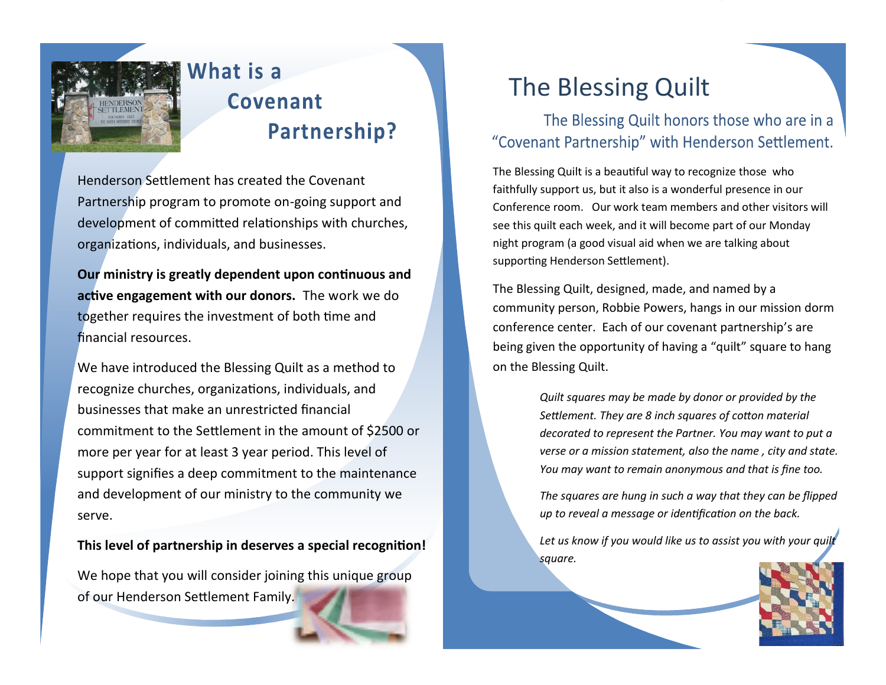# What is a Covenant Partnership?

Henderson Settlement has created the Covenant Partnership program to promote on-going support and development of committed relationships with churches, organizations, individuals, and businesses.

**Our ministry is greatly dependent upon continuous and active engagement with our donors.** The work we do together requires the investment of both time and financial resources.

We have introduced the Blessing Quilt as a method to recognize churches, organizations, individuals, and businesses that make an unrestricted financial commitment to the Settlement in the amount of $2500 or more per year for at least 3 year period. This level of support signifies a deep commitment to the maintenance and development of our ministry to the community we serve.

**This level of partnership in deserves a special recognition!**

We hope that you will consider joining this unique group of our Henderson Settlement Family.

# The Blessing Quilt

## The Blessing Quilt honors those who are in a "Covenant Partnership" with Henderson Settlement.

The Blessing Quilt is a beautiful way to recognize those who faithfully support us, but it also is a wonderful presence in our Conference room. Our work team members and other visitors will see this quilt each week, and it will become part of our Monday night program (a good visual aid when we are talking about supporting Henderson Settlement).

The Blessing Quilt, designed, made, and named by a community person, Robbie Powers, hangs in our mission dorm conference center. Each of our covenant partnership's are being given the opportunity of having a "quilt" square to hang on the Blessing Quilt.

*Quilt squares may be made by donor or provided by the Settlement. They are 8 inch squares of cotton material decorated to represent the Partner. You may want to put a verse or a mission statement, also the name , city and state. You may want to remain anonymous and that is fine too.*

*The squares are hung in such a way that they can be flipped up to reveal a message or identification on the back.*

*Let us know if you would like us to assist you with your quilt square.*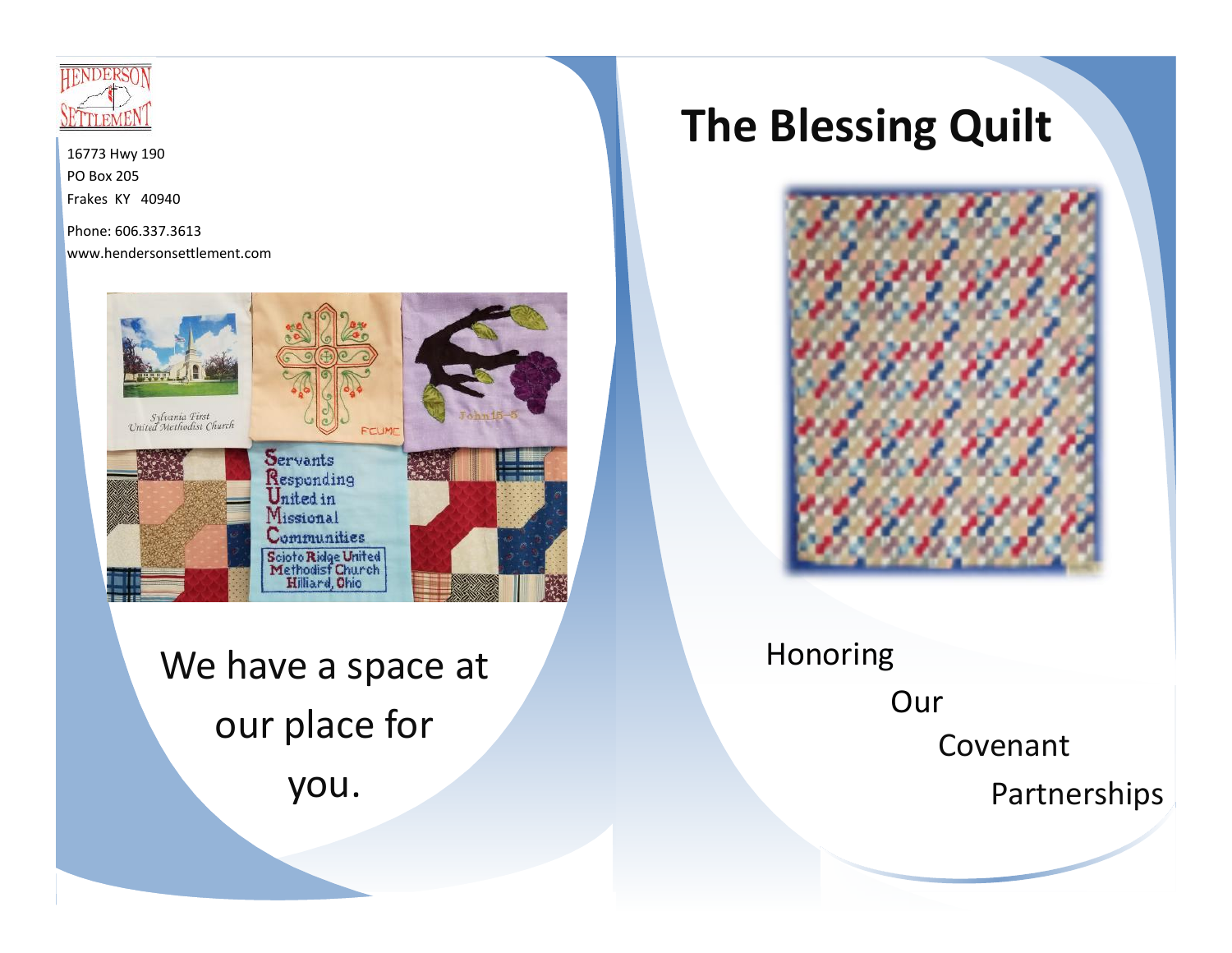HENDERSON SETTLEMENT

16773 Hwy 190
PO Box 205
Frakes KY 40940

Phone: 606.337.3613
www.hendersonsettlement.com

We have a space at our place for you.

# The Blessing Quilt

Honoring
Our
Covenant
Partnerships